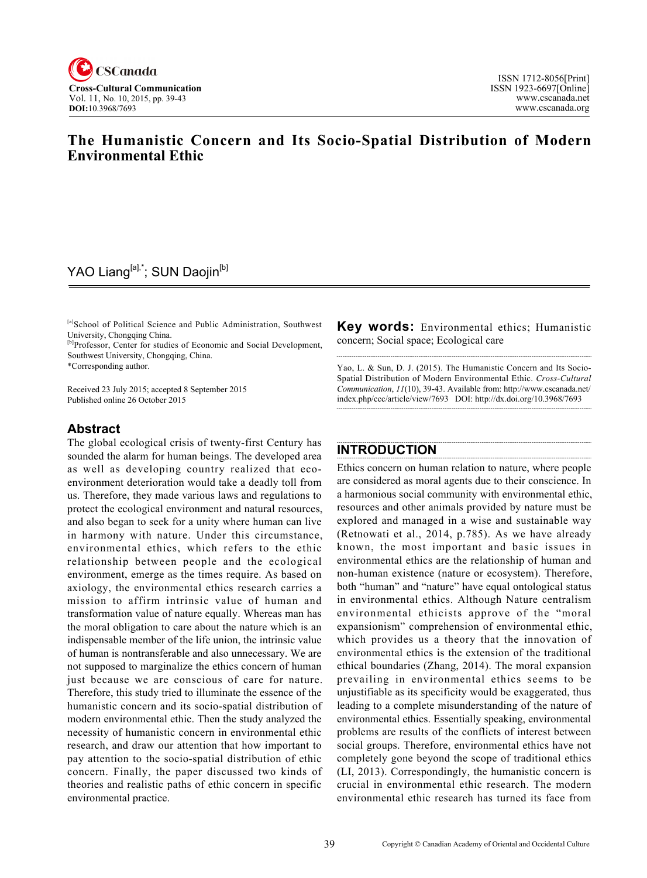# The Humanistic Concern and Its Socio-Spatial Distribution of Modern Environmental Ethic

YAO Liang[a],*; SUN Daojin[b]

[a]School of Political Science and Public Administration, Southwest University, Chongqing China.
[b]Professor, Center for studies of Economic and Social Development, Southwest University, Chongqing, China.
*Corresponding author.

Received 23 July 2015; accepted 8 September 2015
Published online 26 October 2015

## Abstract

The global ecological crisis of twenty-first Century has sounded the alarm for human beings. The developed area as well as developing country realized that eco-environment deterioration would take a deadly toll from us. Therefore, they made various laws and regulations to protect the ecological environment and natural resources, and also began to seek for a unity where human can live in harmony with nature. Under this circumstance, environmental ethics, which refers to the ethic relationship between people and the ecological environment, emerge as the times require. As based on axiology, the environmental ethics research carries a mission to affirm intrinsic value of human and transformation value of nature equally. Whereas man has the moral obligation to care about the nature which is an indispensable member of the life union, the intrinsic value of human is nontransferable and also unnecessary. We are not supposed to marginalize the ethics concern of human just because we are conscious of care for nature. Therefore, this study tried to illuminate the essence of the humanistic concern and its socio-spatial distribution of modern environmental ethic. Then the study analyzed the necessity of humanistic concern in environmental ethic research, and draw our attention that how important to pay attention to the socio-spatial distribution of ethic concern. Finally, the paper discussed two kinds of theories and realistic paths of ethic concern in specific environmental practice.

**Key words:** Environmental ethics; Humanistic concern; Social space; Ecological care

Yao, L. & Sun, D. J. (2015). The Humanistic Concern and Its Socio-Spatial Distribution of Modern Environmental Ethic. *Cross-Cultural Communication*, *11*(10), 39-43. Available from: http://www.cscanada.net/index.php/ccc/article/view/7693 DOI: http://dx.doi.org/10.3968/7693

## INTRODUCTION

Ethics concern on human relation to nature, where people are considered as moral agents due to their conscience. In a harmonious social community with environmental ethic, resources and other animals provided by nature must be explored and managed in a wise and sustainable way (Retnowati et al., 2014, p.785). As we have already known, the most important and basic issues in environmental ethics are the relationship of human and non-human existence (nature or ecosystem). Therefore, both "human" and "nature" have equal ontological status in environmental ethics. Although Nature centralism environmental ethicists approve of the "moral expansionism" comprehension of environmental ethic, which provides us a theory that the innovation of environmental ethics is the extension of the traditional ethical boundaries (Zhang, 2014). The moral expansion prevailing in environmental ethics seems to be unjustifiable as its specificity would be exaggerated, thus leading to a complete misunderstanding of the nature of environmental ethics. Essentially speaking, environmental problems are results of the conflicts of interest between social groups. Therefore, environmental ethics have not completely gone beyond the scope of traditional ethics (LI, 2013). Correspondingly, the humanistic concern is crucial in environmental ethic research. The modern environmental ethic research has turned its face from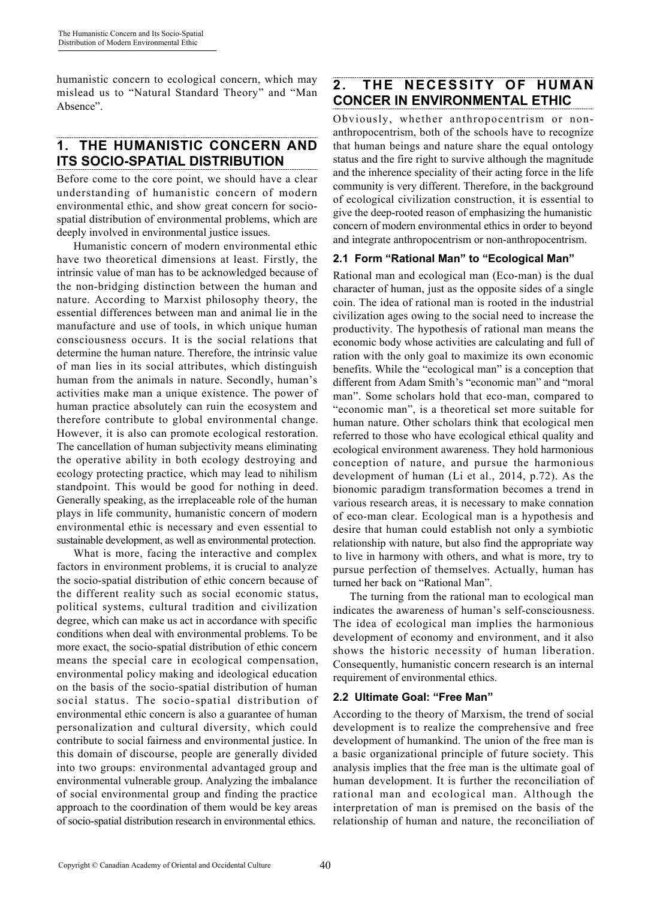humanistic concern to ecological concern, which may mislead us to "Natural Standard Theory" and "Man Absence".

## 1. THE HUMANISTIC CONCERN AND ITS SOCIO-SPATIAL DISTRIBUTION

Before come to the core point, we should have a clear understanding of humanistic concern of modern environmental ethic, and show great concern for socio-spatial distribution of environmental problems, which are deeply involved in environmental justice issues.

Humanistic concern of modern environmental ethic have two theoretical dimensions at least. Firstly, the intrinsic value of man has to be acknowledged because of the non-bridging distinction between the human and nature. According to Marxist philosophy theory, the essential differences between man and animal lie in the manufacture and use of tools, in which unique human consciousness occurs. It is the social relations that determine the human nature. Therefore, the intrinsic value of man lies in its social attributes, which distinguish human from the animals in nature. Secondly, human's activities make man a unique existence. The power of human practice absolutely can ruin the ecosystem and therefore contribute to global environmental change. However, it is also can promote ecological restoration. The cancellation of human subjectivity means eliminating the operative ability in both ecology destroying and ecology protecting practice, which may lead to nihilism standpoint. This would be good for nothing in deed. Generally speaking, as the irreplaceable role of the human plays in life community, humanistic concern of modern environmental ethic is necessary and even essential to sustainable development, as well as environmental protection.

What is more, facing the interactive and complex factors in environment problems, it is crucial to analyze the socio-spatial distribution of ethic concern because of the different reality such as social economic status, political systems, cultural tradition and civilization degree, which can make us act in accordance with specific conditions when deal with environmental problems. To be more exact, the socio-spatial distribution of ethic concern means the special care in ecological compensation, environmental policy making and ideological education on the basis of the socio-spatial distribution of human social status. The socio-spatial distribution of environmental ethic concern is also a guarantee of human personalization and cultural diversity, which could contribute to social fairness and environmental justice. In this domain of discourse, people are generally divided into two groups: environmental advantaged group and environmental vulnerable group. Analyzing the imbalance of social environmental group and finding the practice approach to the coordination of them would be key areas of socio-spatial distribution research in environmental ethics.

## 2. THE NECESSITY OF HUMAN CONCER IN ENVIRONMENTAL ETHIC

Obviously, whether anthropocentrism or non-anthropocentrism, both of the schools have to recognize that human beings and nature share the equal ontology status and the fire right to survive although the magnitude and the inherence speciality of their acting force in the life community is very different. Therefore, in the background of ecological civilization construction, it is essential to give the deep-rooted reason of emphasizing the humanistic concern of modern environmental ethics in order to beyond and integrate anthropocentrism or non-anthropocentrism.

### 2.1 Form "Rational Man" to "Ecological Man"

Rational man and ecological man (Eco-man) is the dual character of human, just as the opposite sides of a single coin. The idea of rational man is rooted in the industrial civilization ages owing to the social need to increase the productivity. The hypothesis of rational man means the economic body whose activities are calculating and full of ration with the only goal to maximize its own economic benefits. While the "ecological man" is a conception that different from Adam Smith's "economic man" and "moral man". Some scholars hold that eco-man, compared to "economic man", is a theoretical set more suitable for human nature. Other scholars think that ecological men referred to those who have ecological ethical quality and ecological environment awareness. They hold harmonious conception of nature, and pursue the harmonious development of human (Li et al., 2014, p.72). As the bionomic paradigm transformation becomes a trend in various research areas, it is necessary to make connation of eco-man clear. Ecological man is a hypothesis and desire that human could establish not only a symbiotic relationship with nature, but also find the appropriate way to live in harmony with others, and what is more, try to pursue perfection of themselves. Actually, human has turned her back on "Rational Man".

The turning from the rational man to ecological man indicates the awareness of human's self-consciousness. The idea of ecological man implies the harmonious development of economy and environment, and it also shows the historic necessity of human liberation. Consequently, humanistic concern research is an internal requirement of environmental ethics.

### 2.2 Ultimate Goal: "Free Man"

According to the theory of Marxism, the trend of social development is to realize the comprehensive and free development of humankind. The union of the free man is a basic organizational principle of future society. This analysis implies that the free man is the ultimate goal of human development. It is further the reconciliation of rational man and ecological man. Although the interpretation of man is premised on the basis of the relationship of human and nature, the reconciliation of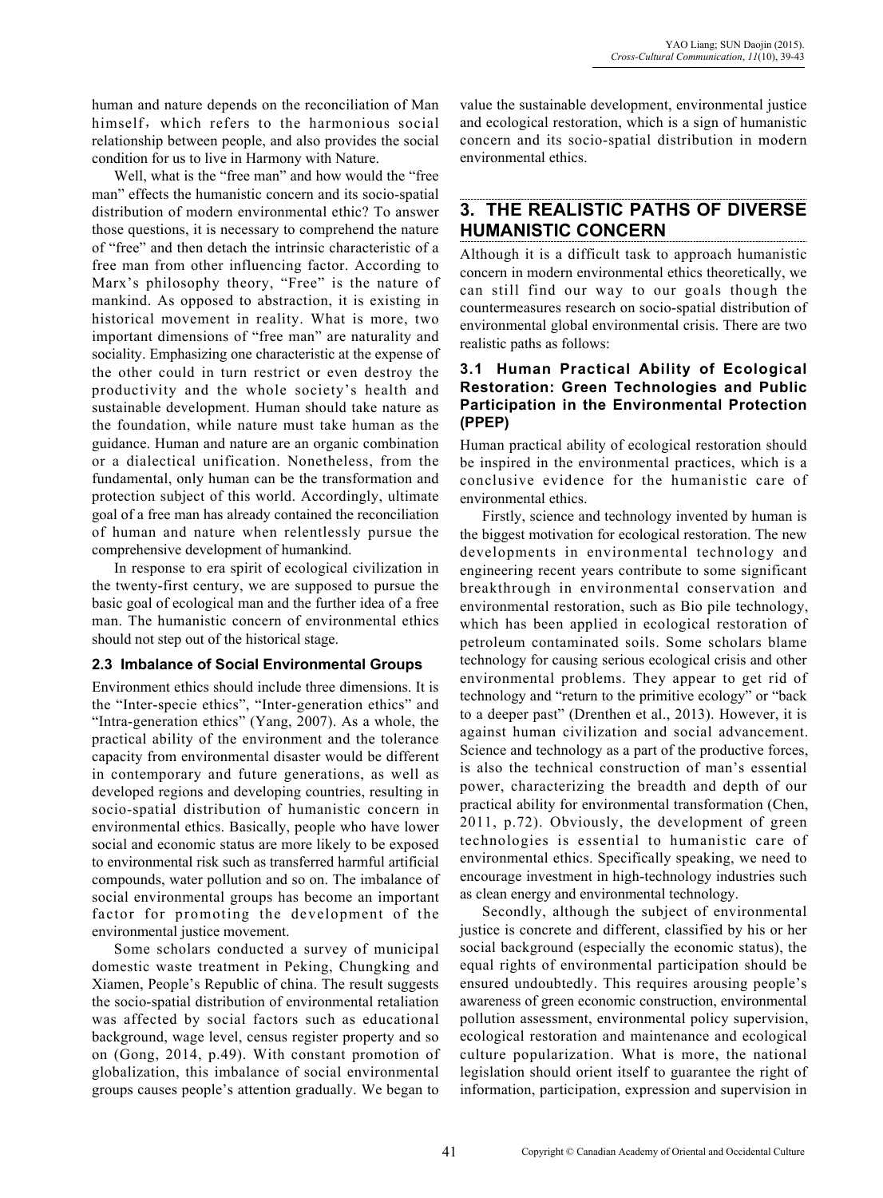human and nature depends on the reconciliation of Man himself，which refers to the harmonious social relationship between people, and also provides the social condition for us to live in Harmony with Nature.

Well, what is the "free man" and how would the "free man" effects the humanistic concern and its socio-spatial distribution of modern environmental ethic? To answer those questions, it is necessary to comprehend the nature of "free" and then detach the intrinsic characteristic of a free man from other influencing factor. According to Marx's philosophy theory, "Free" is the nature of mankind. As opposed to abstraction, it is existing in historical movement in reality. What is more, two important dimensions of "free man" are naturality and sociality. Emphasizing one characteristic at the expense of the other could in turn restrict or even destroy the productivity and the whole society's health and sustainable development. Human should take nature as the foundation, while nature must take human as the guidance. Human and nature are an organic combination or a dialectical unification. Nonetheless, from the fundamental, only human can be the transformation and protection subject of this world. Accordingly, ultimate goal of a free man has already contained the reconciliation of human and nature when relentlessly pursue the comprehensive development of humankind.

In response to era spirit of ecological civilization in the twenty-first century, we are supposed to pursue the basic goal of ecological man and the further idea of a free man. The humanistic concern of environmental ethics should not step out of the historical stage.

### 2.3 Imbalance of Social Environmental Groups

Environment ethics should include three dimensions. It is the "Inter-specie ethics", "Inter-generation ethics" and "Intra-generation ethics" (Yang, 2007). As a whole, the practical ability of the environment and the tolerance capacity from environmental disaster would be different in contemporary and future generations, as well as developed regions and developing countries, resulting in socio-spatial distribution of humanistic concern in environmental ethics. Basically, people who have lower social and economic status are more likely to be exposed to environmental risk such as transferred harmful artificial compounds, water pollution and so on. The imbalance of social environmental groups has become an important factor for promoting the development of the environmental justice movement.

Some scholars conducted a survey of municipal domestic waste treatment in Peking, Chungking and Xiamen, People's Republic of china. The result suggests the socio-spatial distribution of environmental retaliation was affected by social factors such as educational background, wage level, census register property and so on (Gong, 2014, p.49). With constant promotion of globalization, this imbalance of social environmental groups causes people's attention gradually. We began to value the sustainable development, environmental justice and ecological restoration, which is a sign of humanistic concern and its socio-spatial distribution in modern environmental ethics.

## 3. THE REALISTIC PATHS OF DIVERSE HUMANISTIC CONCERN

Although it is a difficult task to approach humanistic concern in modern environmental ethics theoretically, we can still find our way to our goals though the countermeasures research on socio-spatial distribution of environmental global environmental crisis. There are two realistic paths as follows:

### 3.1 Human Practical Ability of Ecological Restoration: Green Technologies and Public Participation in the Environmental Protection (PPEP)

Human practical ability of ecological restoration should be inspired in the environmental practices, which is a conclusive evidence for the humanistic care of environmental ethics.

Firstly, science and technology invented by human is the biggest motivation for ecological restoration. The new developments in environmental technology and engineering recent years contribute to some significant breakthrough in environmental conservation and environmental restoration, such as Bio pile technology, which has been applied in ecological restoration of petroleum contaminated soils. Some scholars blame technology for causing serious ecological crisis and other environmental problems. They appear to get rid of technology and "return to the primitive ecology" or "back to a deeper past" (Drenthen et al., 2013). However, it is against human civilization and social advancement. Science and technology as a part of the productive forces, is also the technical construction of man's essential power, characterizing the breadth and depth of our practical ability for environmental transformation (Chen, 2011, p.72). Obviously, the development of green technologies is essential to humanistic care of environmental ethics. Specifically speaking, we need to encourage investment in high-technology industries such as clean energy and environmental technology.

Secondly, although the subject of environmental justice is concrete and different, classified by his or her social background (especially the economic status), the equal rights of environmental participation should be ensured undoubtedly. This requires arousing people's awareness of green economic construction, environmental pollution assessment, environmental policy supervision, ecological restoration and maintenance and ecological culture popularization. What is more, the national legislation should orient itself to guarantee the right of information, participation, expression and supervision in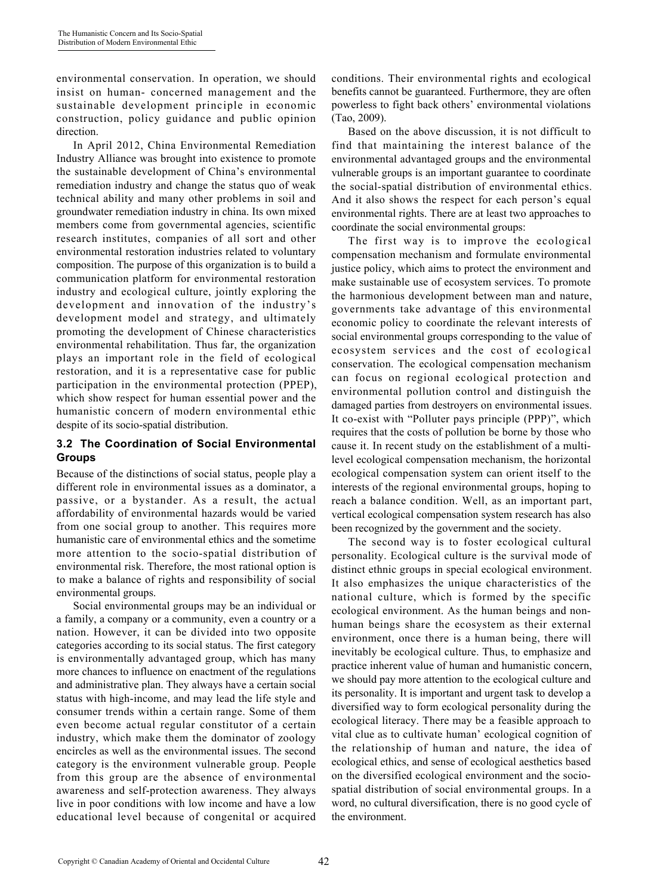environmental conservation. In operation, we should insist on human- concerned management and the sustainable development principle in economic construction, policy guidance and public opinion direction.

In April 2012, China Environmental Remediation Industry Alliance was brought into existence to promote the sustainable development of China's environmental remediation industry and change the status quo of weak technical ability and many other problems in soil and groundwater remediation industry in china. Its own mixed members come from governmental agencies, scientific research institutes, companies of all sort and other environmental restoration industries related to voluntary composition. The purpose of this organization is to build a communication platform for environmental restoration industry and ecological culture, jointly exploring the development and innovation of the industry's development model and strategy, and ultimately promoting the development of Chinese characteristics environmental rehabilitation. Thus far, the organization plays an important role in the field of ecological restoration, and it is a representative case for public participation in the environmental protection (PPEP), which show respect for human essential power and the humanistic concern of modern environmental ethic despite of its socio-spatial distribution.

### 3.2 The Coordination of Social Environmental Groups

Because of the distinctions of social status, people play a different role in environmental issues as a dominator, a passive, or a bystander. As a result, the actual affordability of environmental hazards would be varied from one social group to another. This requires more humanistic care of environmental ethics and the sometime more attention to the socio-spatial distribution of environmental risk. Therefore, the most rational option is to make a balance of rights and responsibility of social environmental groups.

Social environmental groups may be an individual or a family, a company or a community, even a country or a nation. However, it can be divided into two opposite categories according to its social status. The first category is environmentally advantaged group, which has many more chances to influence on enactment of the regulations and administrative plan. They always have a certain social status with high-income, and may lead the life style and consumer trends within a certain range. Some of them even become actual regular constitutor of a certain industry, which make them the dominator of zoology encircles as well as the environmental issues. The second category is the environment vulnerable group. People from this group are the absence of environmental awareness and self-protection awareness. They always live in poor conditions with low income and have a low educational level because of congenital or acquired conditions. Their environmental rights and ecological benefits cannot be guaranteed. Furthermore, they are often powerless to fight back others' environmental violations (Tao, 2009).

Based on the above discussion, it is not difficult to find that maintaining the interest balance of the environmental advantaged groups and the environmental vulnerable groups is an important guarantee to coordinate the social-spatial distribution of environmental ethics. And it also shows the respect for each person's equal environmental rights. There are at least two approaches to coordinate the social environmental groups:

The first way is to improve the ecological compensation mechanism and formulate environmental justice policy, which aims to protect the environment and make sustainable use of ecosystem services. To promote the harmonious development between man and nature, governments take advantage of this environmental economic policy to coordinate the relevant interests of social environmental groups corresponding to the value of ecosystem services and the cost of ecological conservation. The ecological compensation mechanism can focus on regional ecological protection and environmental pollution control and distinguish the damaged parties from destroyers on environmental issues. It co-exist with "Polluter pays principle (PPP)", which requires that the costs of pollution be borne by those who cause it. In recent study on the establishment of a multi-level ecological compensation mechanism, the horizontal ecological compensation system can orient itself to the interests of the regional environmental groups, hoping to reach a balance condition. Well, as an important part, vertical ecological compensation system research has also been recognized by the government and the society.

The second way is to foster ecological cultural personality. Ecological culture is the survival mode of distinct ethnic groups in special ecological environment. It also emphasizes the unique characteristics of the national culture, which is formed by the specific ecological environment. As the human beings and non-human beings share the ecosystem as their external environment, once there is a human being, there will inevitably be ecological culture. Thus, to emphasize and practice inherent value of human and humanistic concern, we should pay more attention to the ecological culture and its personality. It is important and urgent task to develop a diversified way to form ecological personality during the ecological literacy. There may be a feasible approach to vital clue as to cultivate human' ecological cognition of the relationship of human and nature, the idea of ecological ethics, and sense of ecological aesthetics based on the diversified ecological environment and the socio-spatial distribution of social environmental groups. In a word, no cultural diversification, there is no good cycle of the environment.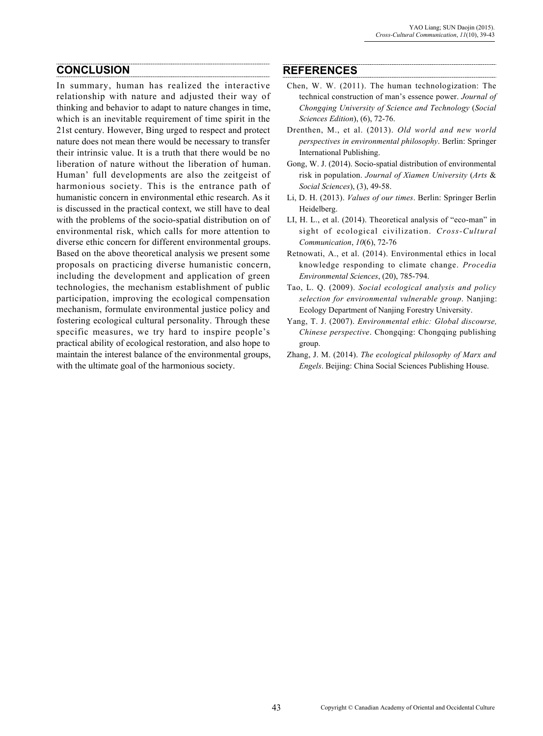## CONCLUSION

In summary, human has realized the interactive relationship with nature and adjusted their way of thinking and behavior to adapt to nature changes in time, which is an inevitable requirement of time spirit in the 21st century. However, Bing urged to respect and protect nature does not mean there would be necessary to transfer their intrinsic value. It is a truth that there would be no liberation of nature without the liberation of human. Human' full developments are also the zeitgeist of harmonious society. This is the entrance path of humanistic concern in environmental ethic research. As it is discussed in the practical context, we still have to deal with the problems of the socio-spatial distribution on of environmental risk, which calls for more attention to diverse ethic concern for different environmental groups. Based on the above theoretical analysis we present some proposals on practicing diverse humanistic concern, including the development and application of green technologies, the mechanism establishment of public participation, improving the ecological compensation mechanism, formulate environmental justice policy and fostering ecological cultural personality. Through these specific measures, we try hard to inspire people's practical ability of ecological restoration, and also hope to maintain the interest balance of the environmental groups, with the ultimate goal of the harmonious society.

## REFERENCES

Chen, W. W. (2011). The human technologization: The technical construction of man's essence power. *Journal of Chongqing University of Science and Technology* (*Social Sciences Edition*), (6), 72-76.

Drenthen, M., et al. (2013). *Old world and new world perspectives in environmental philosophy*. Berlin: Springer International Publishing.

Gong, W. J. (2014). Socio-spatial distribution of environmental risk in population. *Journal of Xiamen University* (*Arts & Social Sciences*), (3), 49-58.

Li, D. H. (2013). *Values of our times*. Berlin: Springer Berlin Heidelberg.

LI, H. L., et al. (2014). Theoretical analysis of "eco-man" in sight of ecological civilization. *Cross-Cultural Communication*, *10*(6), 72-76

Retnowati, A., et al. (2014). Environmental ethics in local knowledge responding to climate change. *Procedia Environmental Sciences*, (20), 785-794.

Tao, L. Q. (2009). *Social ecological analysis and policy selection for environmental vulnerable group*. Nanjing: Ecology Department of Nanjing Forestry University.

Yang, T. J. (2007). *Environmental ethic: Global discourse, Chinese perspective*. Chongqing: Chongqing publishing group.

Zhang, J. M. (2014). *The ecological philosophy of Marx and Engels*. Beijing: China Social Sciences Publishing House.